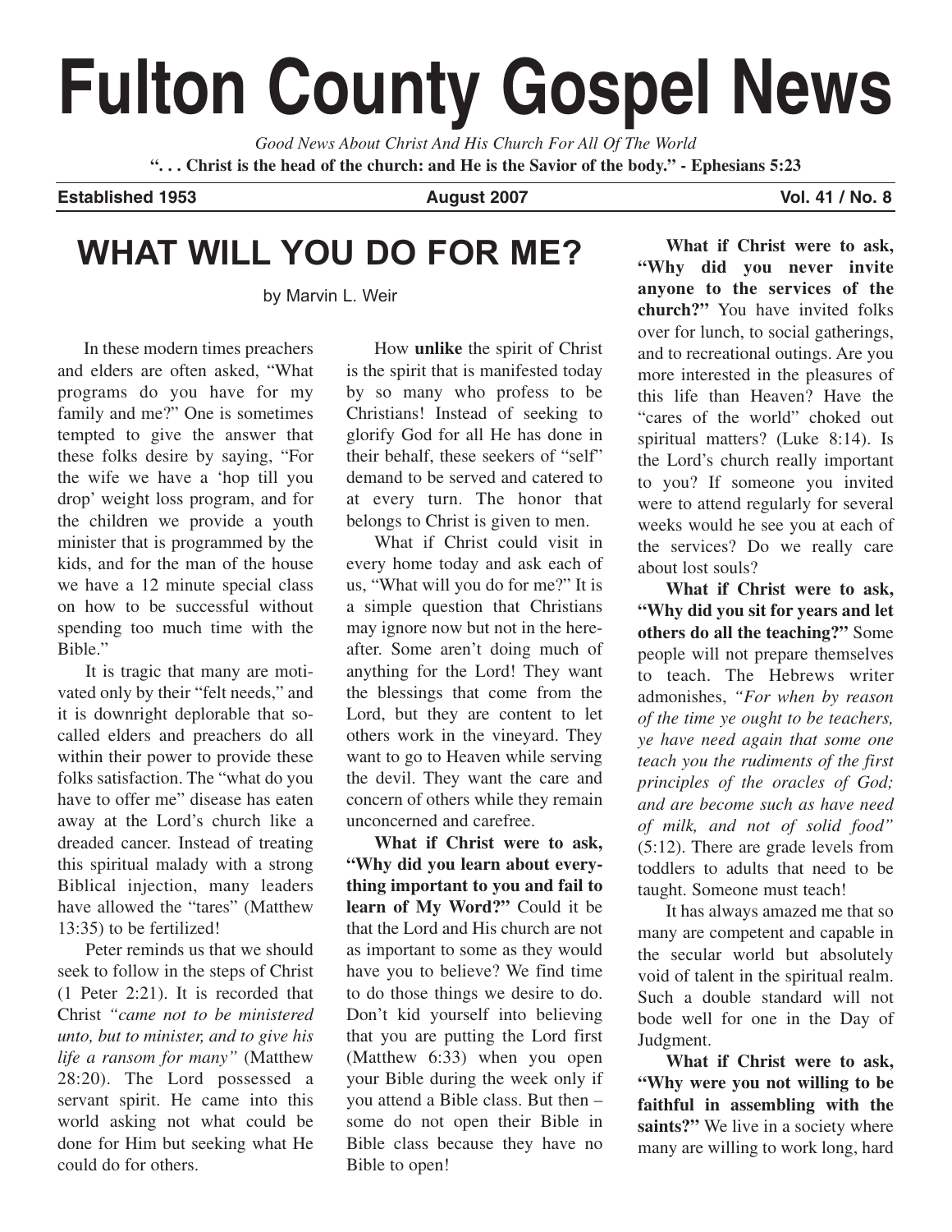# Fulton County Gospel News

*Good News About Christ And His Church For All Of The World*

**". . . Christ is the head of the church: and He is the Savior of the body." - Ephesians 5:23**

**Established 1953** | **August 2007** | **Vol. 41 / No. 8**

## WHAT WILL YOU DO FOR ME?

by Marvin L. Weir

In these modern times preachers and elders are often asked, "What programs do you have for my family and me?" One is sometimes tempted to give the answer that these folks desire by saying, "For the wife we have a 'hop till you drop' weight loss program, and for the children we provide a youth minister that is programmed by the kids, and for the man of the house we have a 12 minute special class on how to be successful without spending too much time with the Bible."

It is tragic that many are motivated only by their "felt needs," and it is downright deplorable that so-called elders and preachers do all within their power to provide these folks satisfaction. The "what do you have to offer me" disease has eaten away at the Lord's church like a dreaded cancer. Instead of treating this spiritual malady with a strong Biblical injection, many leaders have allowed the "tares" (Matthew 13:35) to be fertilized!

Peter reminds us that we should seek to follow in the steps of Christ (1 Peter 2:21). It is recorded that Christ *"came not to be ministered unto, but to minister, and to give his life a ransom for many"* (Matthew 28:20). The Lord possessed a servant spirit. He came into this world asking not what could be done for Him but seeking what He could do for others.

How **unlike** the spirit of Christ is the spirit that is manifested today by so many who profess to be Christians! Instead of seeking to glorify God for all He has done in their behalf, these seekers of "self" demand to be served and catered to at every turn. The honor that belongs to Christ is given to men.

What if Christ could visit in every home today and ask each of us, "What will you do for me?" It is a simple question that Christians may ignore now but not in the hereafter. Some aren't doing much of anything for the Lord! They want the blessings that come from the Lord, but they are content to let others work in the vineyard. They want to go to Heaven while serving the devil. They want the care and concern of others while they remain unconcerned and carefree.

**What if Christ were to ask, "Why did you learn about everything important to you and fail to learn of My Word?"** Could it be that the Lord and His church are not as important to some as they would have you to believe? We find time to do those things we desire to do. Don't kid yourself into believing that you are putting the Lord first (Matthew 6:33) when you open your Bible during the week only if you attend a Bible class. But then – some do not open their Bible in Bible class because they have no Bible to open!

**What if Christ were to ask, "Why did you never invite anyone to the services of the church?"** You have invited folks over for lunch, to social gatherings, and to recreational outings. Are you more interested in the pleasures of this life than Heaven? Have the "cares of the world" choked out spiritual matters? (Luke 8:14). Is the Lord's church really important to you? If someone you invited were to attend regularly for several weeks would he see you at each of the services? Do we really care about lost souls?

**What if Christ were to ask, "Why did you sit for years and let others do all the teaching?"** Some people will not prepare themselves to teach. The Hebrews writer admonishes, *"For when by reason of the time ye ought to be teachers, ye have need again that some one teach you the rudiments of the first principles of the oracles of God; and are become such as have need of milk, and not of solid food"* (5:12). There are grade levels from toddlers to adults that need to be taught. Someone must teach!

It has always amazed me that so many are competent and capable in the secular world but absolutely void of talent in the spiritual realm. Such a double standard will not bode well for one in the Day of Judgment.

**What if Christ were to ask, "Why were you not willing to be faithful in assembling with the saints?"** We live in a society where many are willing to work long, hard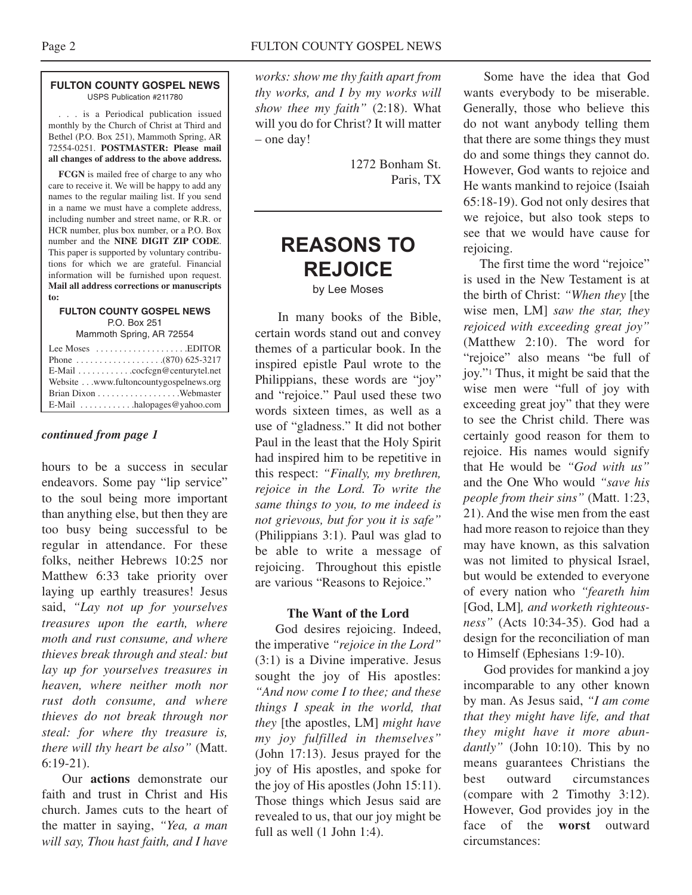**FULTON COUNTY GOSPEL NEWS**
USPS Publication #211780

. . . is a Periodical publication issued monthly by the Church of Christ at Third and Bethel (P.O. Box 251), Mammoth Spring, AR 72554-0251. **POSTMASTER: Please mail all changes of address to the above address.**

**FCGN** is mailed free of charge to any who care to receive it. We will be happy to add any names to the regular mailing list. If you send in a name we must have a complete address, including number and street name, or R.R. or HCR number, plus box number, or a P.O. Box number and the **NINE DIGIT ZIP CODE**. This paper is supported by voluntary contributions for which we are grateful. Financial information will be furnished upon request. **Mail all address corrections or manuscripts to:**

**FULTON COUNTY GOSPEL NEWS**
P.O. Box 251
Mammoth Spring, AR 72554

Lee Moses . . . . . . . . . . . . . . . . . . . .EDITOR
Phone . . . . . . . . . . . . . . . . . . .(870) 625-3217
E-Mail . . . . . . . . . . . .cocfcgn@centurytel.net
Website . . .www.fultoncountygospelnews.org
Brian Dixon . . . . . . . . . . . . . . . . .Webmaster
E-Mail . . . . . . . . . . . .halopages@yahoo.com

***continued from page 1***

hours to be a success in secular endeavors. Some pay "lip service" to the soul being more important than anything else, but then they are too busy being successful to be regular in attendance. For these folks, neither Hebrews 10:25 nor Matthew 6:33 take priority over laying up earthly treasures! Jesus said, *"Lay not up for yourselves treasures upon the earth, where moth and rust consume, and where thieves break through and steal: but lay up for yourselves treasures in heaven, where neither moth nor rust doth consume, and where thieves do not break through nor steal: for where thy treasure is, there will thy heart be also"* (Matt. 6:19-21).

Our **actions** demonstrate our faith and trust in Christ and His church. James cuts to the heart of the matter in saying, *"Yea, a man will say, Thou hast faith, and I have works: show me thy faith apart from thy works, and I by my works will show thee my faith"* (2:18). What will you do for Christ? It will matter – one day!

1272 Bonham St.
Paris, TX

# REASONS TO REJOICE

by Lee Moses

In many books of the Bible, certain words stand out and convey themes of a particular book. In the inspired epistle Paul wrote to the Philippians, these words are "joy" and "rejoice." Paul used these two words sixteen times, as well as a use of "gladness." It did not bother Paul in the least that the Holy Spirit had inspired him to be repetitive in this respect: *"Finally, my brethren, rejoice in the Lord. To write the same things to you, to me indeed is not grievous, but for you it is safe"* (Philippians 3:1). Paul was glad to be able to write a message of rejoicing. Throughout this epistle are various "Reasons to Rejoice."

### The Want of the Lord

God desires rejoicing. Indeed, the imperative *"rejoice in the Lord"* (3:1) is a Divine imperative. Jesus sought the joy of His apostles: *"And now come I to thee; and these things I speak in the world, that they* [the apostles, LM] *might have my joy fulfilled in themselves"* (John 17:13). Jesus prayed for the joy of His apostles, and spoke for the joy of His apostles (John 15:11). Those things which Jesus said are revealed to us, that our joy might be full as well (1 John 1:4).

Some have the idea that God wants everybody to be miserable. Generally, those who believe this do not want anybody telling them that there are some things they must do and some things they cannot do. However, God wants to rejoice and He wants mankind to rejoice (Isaiah 65:18-19). God not only desires that we rejoice, but also took steps to see that we would have cause for rejoicing.

The first time the word "rejoice" is used in the New Testament is at the birth of Christ: *"When they* [the wise men, LM] *saw the star, they rejoiced with exceeding great joy"* (Matthew 2:10). The word for "rejoice" also means "be full of joy."[1] Thus, it might be said that the wise men were "full of joy with exceeding great joy" that they were to see the Christ child. There was certainly good reason for them to rejoice. His names would signify that He would be *"God with us"* and the One Who would *"save his people from their sins"* (Matt. 1:23, 21). And the wise men from the east had more reason to rejoice than they may have known, as this salvation was not limited to physical Israel, but would be extended to everyone of every nation who *"feareth him* [God, LM]*, and worketh righteousness"* (Acts 10:34-35). God had a design for the reconciliation of man to Himself (Ephesians 1:9-10).

God provides for mankind a joy incomparable to any other known by man. As Jesus said, *"I am come that they might have life, and that they might have it more abundantly"* (John 10:10). This by no means guarantees Christians the best outward circumstances (compare with 2 Timothy 3:12). However, God provides joy in the face of the **worst** outward circumstances: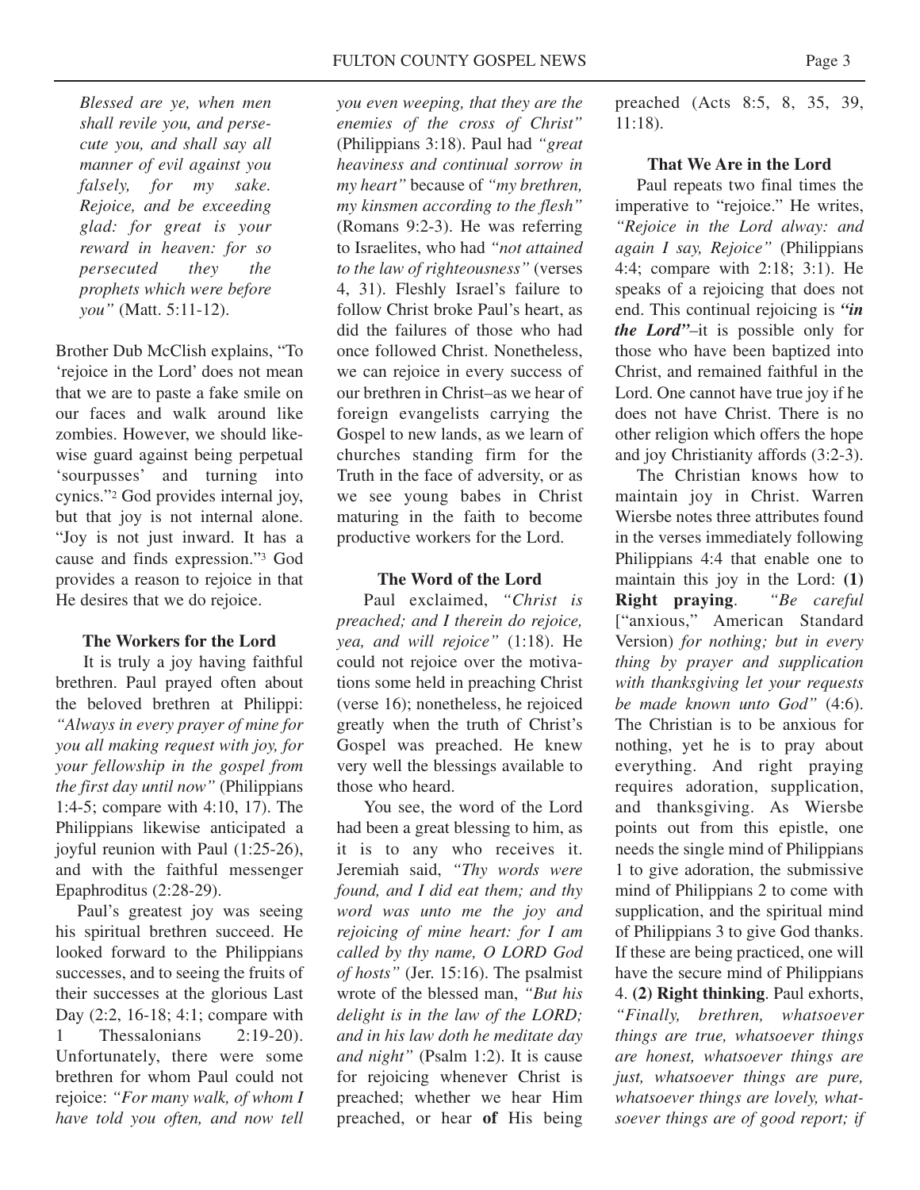> *Blessed are ye, when men shall revile you, and persecute you, and shall say all manner of evil against you falsely, for my sake. Rejoice, and be exceeding glad: for great is your reward in heaven: for so persecuted they the prophets which were before you"* (Matt. 5:11-12).

Brother Dub McClish explains, "To 'rejoice in the Lord' does not mean that we are to paste a fake smile on our faces and walk around like zombies. However, we should likewise guard against being perpetual 'sourpusses' and turning into cynics."[2] God provides internal joy, but that joy is not internal alone. "Joy is not just inward. It has a cause and finds expression."[3] God provides a reason to rejoice in that He desires that we do rejoice.

### The Workers for the Lord

It is truly a joy having faithful brethren. Paul prayed often about the beloved brethren at Philippi: *"Always in every prayer of mine for you all making request with joy, for your fellowship in the gospel from the first day until now"* (Philippians 1:4-5; compare with 4:10, 17). The Philippians likewise anticipated a joyful reunion with Paul (1:25-26), and with the faithful messenger Epaphroditus (2:28-29).

Paul's greatest joy was seeing his spiritual brethren succeed. He looked forward to the Philippians successes, and to seeing the fruits of their successes at the glorious Last Day (2:2, 16-18; 4:1; compare with 1 Thessalonians 2:19-20). Unfortunately, there were some brethren for whom Paul could not rejoice: *"For many walk, of whom I have told you often, and now tell you even weeping, that they are the enemies of the cross of Christ"* (Philippians 3:18). Paul had *"great heaviness and continual sorrow in my heart"* because of *"my brethren, my kinsmen according to the flesh"* (Romans 9:2-3). He was referring to Israelites, who had *"not attained to the law of righteousness"* (verses 4, 31). Fleshly Israel's failure to follow Christ broke Paul's heart, as did the failures of those who had once followed Christ. Nonetheless, we can rejoice in every success of our brethren in Christ–as we hear of foreign evangelists carrying the Gospel to new lands, as we learn of churches standing firm for the Truth in the face of adversity, or as we see young babes in Christ maturing in the faith to become productive workers for the Lord.

### The Word of the Lord

Paul exclaimed, *"Christ is preached; and I therein do rejoice, yea, and will rejoice"* (1:18). He could not rejoice over the motivations some held in preaching Christ (verse 16); nonetheless, he rejoiced greatly when the truth of Christ's Gospel was preached. He knew very well the blessings available to those who heard.

You see, the word of the Lord had been a great blessing to him, as it is to any who receives it. Jeremiah said, *"Thy words were found, and I did eat them; and thy word was unto me the joy and rejoicing of mine heart: for I am called by thy name, O LORD God of hosts"* (Jer. 15:16). The psalmist wrote of the blessed man, *"But his delight is in the law of the LORD; and in his law doth he meditate day and night"* (Psalm 1:2). It is cause for rejoicing whenever Christ is preached; whether we hear Him preached, or hear **of** His being preached (Acts 8:5, 8, 35, 39, 11:18).

### That We Are in the Lord

Paul repeats two final times the imperative to "rejoice." He writes, *"Rejoice in the Lord alway: and again I say, Rejoice"* (Philippians 4:4; compare with 2:18; 3:1). He speaks of a rejoicing that does not end. This continual rejoicing is ***"in the Lord"***–it is possible only for those who have been baptized into Christ, and remained faithful in the Lord. One cannot have true joy if he does not have Christ. There is no other religion which offers the hope and joy Christianity affords (3:2-3).

The Christian knows how to maintain joy in Christ. Warren Wiersbe notes three attributes found in the verses immediately following Philippians 4:4 that enable one to maintain this joy in the Lord: **(1) Right praying**. *"Be careful* ["anxious," American Standard Version) *for nothing; but in every thing by prayer and supplication with thanksgiving let your requests be made known unto God"* (4:6). The Christian is to be anxious for nothing, yet he is to pray about everything. And right praying requires adoration, supplication, and thanksgiving. As Wiersbe points out from this epistle, one needs the single mind of Philippians 1 to give adoration, the submissive mind of Philippians 2 to come with supplication, and the spiritual mind of Philippians 3 to give God thanks. If these are being practiced, one will have the secure mind of Philippians 4. **(2) Right thinking**. Paul exhorts, *"Finally, brethren, whatsoever things are true, whatsoever things are honest, whatsoever things are just, whatsoever things are pure, whatsoever things are lovely, whatsoever things are of good report; if*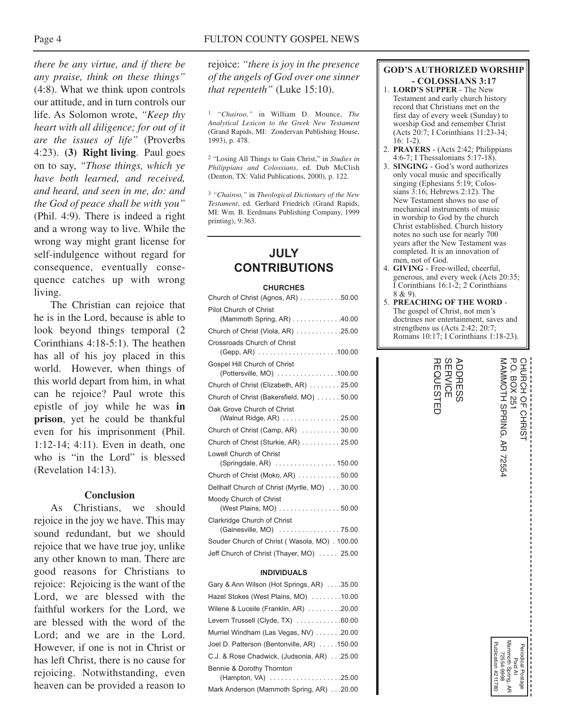there be any virtue, and if there be any praise, think on these things"* (4:8). What we think upon controls our attitude, and in turn controls our life. As Solomon wrote, *"Keep thy heart with all diligence; for out of it are the issues of life"* (Proverbs 4:23). **(3) Right living**. Paul goes on to say, *"Those things, which ye have both learned, and received, and heard, and seen in me, do: and the God of peace shall be with you"* (Phil. 4:9). There is indeed a right and a wrong way to live. While the wrong way might grant license for self-indulgence without regard for consequence, eventually consequence catches up with wrong living.

The Christian can rejoice that he is in the Lord, because is able to look beyond things temporal (2 Corinthians 4:18-5:1). The heathen has all of his joy placed in this world. However, when things of this world depart from him, in what can he rejoice? Paul wrote this epistle of joy while he was **in prison**, yet he could be thankful even for his imprisonment (Phil. 1:12-14; 4:11). Even in death, one who is "in the Lord" is blessed (Revelation 14:13).

### Conclusion

As Christians, we should rejoice in the joy we have. This may sound redundant, but we should rejoice that we have true joy, unlike any other known to man. There are good reasons for Christians to rejoice: Rejoicing is the want of the Lord, we are blessed with the faithful workers for the Lord, we are blessed with the word of the Lord; and we are in the Lord. However, if one is not in Christ or has left Christ, there is no cause for rejoicing. Notwithstanding, even heaven can be provided a reason to rejoice: *"there is joy in the presence of the angels of God over one sinner that repenteth"* (Luke 15:10).

[1] *"Chairoo,"* in William D. Mounce, *The Analytical Lexicon to the Greek New Testament* (Grand Rapids, MI: Zondervan Publishing House, 1993), p. 478.

[2] "Losing All Things to Gain Christ," in *Studies in Philippians and Colossians*, ed. Dub McClish (Denton, TX: Valid Publications, 2000), p. 122.

[3] *"Chairoo,"* in *Theological Dictionary of the New Testament*, ed. Gerhard Friedrich (Grand Rapids, MI: Wm. B. Eerdmans Publishing Company, 1999 printing), 9:363.

## JULY CONTRIBUTIONS

### CHURCHES

| | |
|---|---|
| Church of Christ (Agnos, AR) | 50.00 |
| Pilot Church of Christ (Mammoth Spring, AR) | 40.00 |
| Church of Christ (Viola, AR) | 25.00 |
| Crossroads Church of Christ (Gepp, AR) | 100.00 |
| Gospel Hill Church of Christ (Pottersville, MO) | 100.00 |
| Church of Christ (Elizabeth, AR) | 25.00 |
| Church of Christ (Bakersfield, MO) | 50.00 |
| Oak Grove Church of Christ (Walnut Ridge, AR) | 25.00 |
| Church of Christ (Camp, AR) | 30.00 |
| Church of Christ (Sturkie, AR) | 25.00 |
| Lowell Church of Christ (Springdale, AR) | 150.00 |
| Church of Christ (Moko, AR) | 50.00 |
| Dellhalf Church of Christ (Myrtle, MO) | 30.00 |
| Moody Church of Christ (West Plains, MO) | 50.00 |
| Clarkridge Church of Christ (Gainesville, MO) | 75.00 |
| Souder Church of Christ ( Wasola, MO) | 100.00 |
| Jeff Church of Christ (Thayer, MO) | 25.00 |

### INDIVIDUALS

| | |
|---|---|
| Gary & Ann Wilson (Hot Springs, AR) | 35.00 |
| Hazel Stokes (West Plains, MO) | 10.00 |
| Wilene & Luceile (Franklin, AR) | 20.00 |
| Levern Trussell (Clyde, TX) | 60.00 |
| Murriel Windham (Las Vegas, NV) | 20.00 |
| Joel D. Patterson (Bentonville, AR) | 150.00 |
| C.J. & Rose Chadwick, (Judsonia, AR) | 25.00 |
| Bennie & Dorothy Thornton (Hampton, VA) | 25.00 |
| Mark Anderson (Mammoth Spring, AR) | 20.00 |

**GOD'S AUTHORIZED WORSHIP - COLOSSIANS 3:17**

1. **LORD'S SUPPER** - The New Testament and early church history record that Christians met on the first day of every week (Sunday) to worship God and remember Christ (Acts 20:7; I Corinthians 11:23-34; 16: 1-2).
2. **PRAYERS** - (Acts 2:42; Philippians 4:6-7; I Thessalonians 5:17-18).
3. **SINGING** - God's word authorizes only vocal music and specifically singing (Ephesians 5:19; Colossians 3:16; Hebrews 2:12). The New Testament shows no use of mechanical instruments of music in worship to God by the church Christ established. Church history notes no such use for nearly 700 years after the New Testament was completed. It is an innovation of men, not of God.
4. **GIVING** - Free-willed, cheerful, generous, and every week (Acts 20:35; I Corinthians 16:1-2; 2 Corinthians 8 & 9).
5. **PREACHING OF THE WORD** - The gospel of Christ, not men's doctrines nor entertainment, saves and strengthens us (Acts 2:42; 20:7; Romans 10:17; I Corinthians 1:18-23).

CHURCH OF CHRIST
P.O. BOX 251
MAMMOTH SPRING, AR 72554

ADDRESS SERVICE REQUESTED

Periodical Postage Paid At Mammoth Spring, AR 72554-9998 Publication #211780